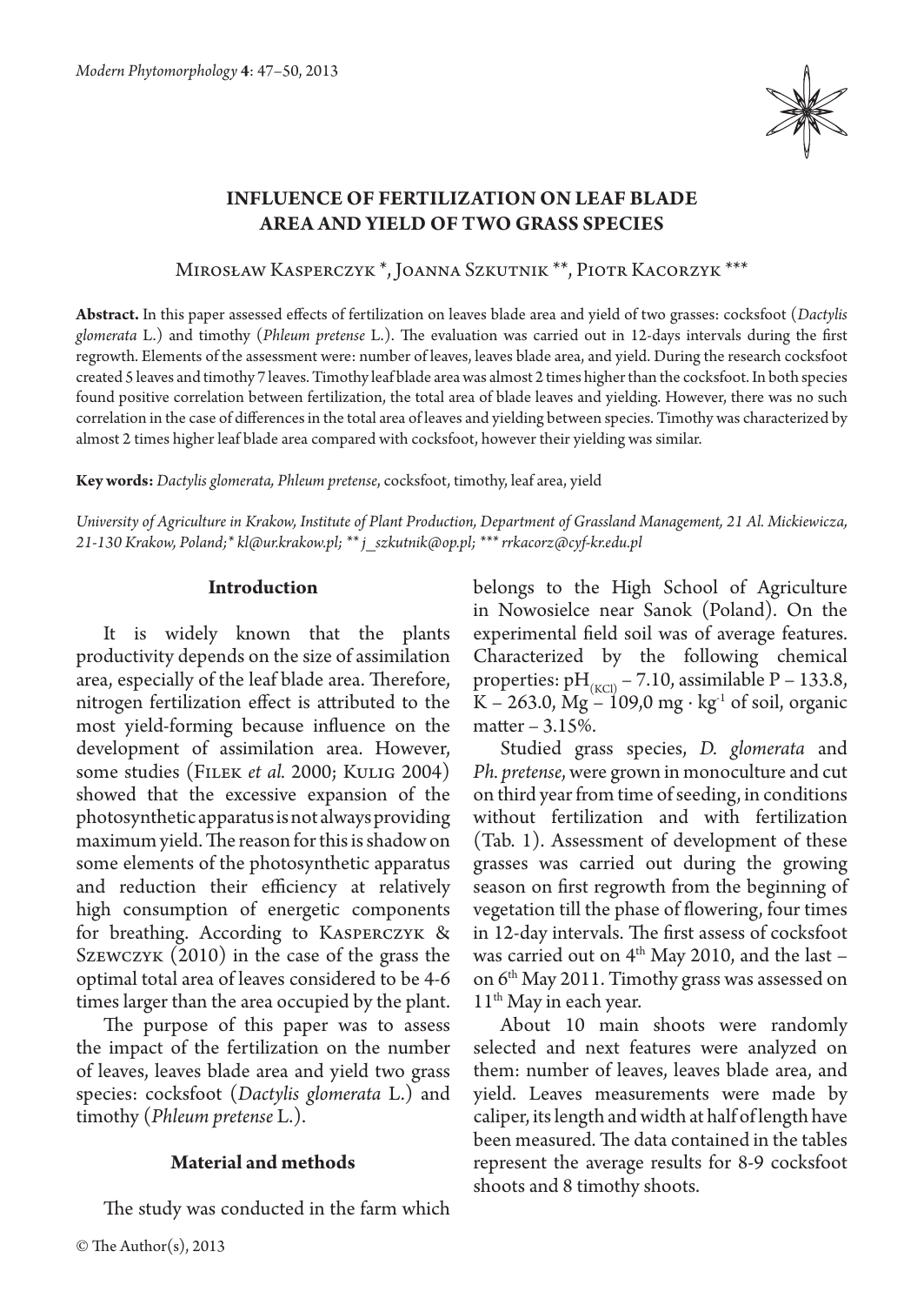# INFLUENCE OF FERTILIZATION ON LEAF BLADE AREA AND YIELD OF TWO GRASS SPECIES

Mirosław Kasperczyk *, Joanna Szkutnik **, Piotr Kacorzyk ***

**Abstract.** In this paper assessed effects of fertilization on leaves blade area and yield of two grasses: cocksfoot (*Dactylis glomerata* L.) and timothy (*Phleum pretense* L.). The evaluation was carried out in 12-days intervals during the first regrowth. Elements of the assessment were: number of leaves, leaves blade area, and yield. During the research cocksfoot created 5 leaves and timothy 7 leaves. Timothy leaf blade area was almost 2 times higher than the cocksfoot. In both species found positive correlation between fertilization, the total area of blade leaves and yielding. However, there was no such correlation in the case of differences in the total area of leaves and yielding between species. Timothy was characterized by almost 2 times higher leaf blade area compared with cocksfoot, however their yielding was similar.

**Key words:** *Dactylis glomerata, Phleum pretense*, cocksfoot, timothy, leaf area, yield

*University of Agriculture in Krakow, Institute of Plant Production, Department of Grassland Management, 21 Al. Mickiewicza, 21-130 Krakow, Poland;\* kl@ur.krakow.pl; \*\* j_szkutnik@op.pl; \*\*\* rrkacorz@cyf-kr.edu.pl*

## Introduction

It is widely known that the plants productivity depends on the size of assimilation area, especially of the leaf blade area. Therefore, nitrogen fertilization effect is attributed to the most yield-forming because influence on the development of assimilation area. However, some studies (Filek *et al.* 2000; Kulig 2004) showed that the excessive expansion of the photosynthetic apparatus is not always providing maximum yield. The reason for this is shadow on some elements of the photosynthetic apparatus and reduction their efficiency at relatively high consumption of energetic components for breathing. According to Kasperczyk & Szewczyk (2010) in the case of the grass the optimal total area of leaves considered to be 4-6 times larger than the area occupied by the plant.

The purpose of this paper was to assess the impact of the fertilization on the number of leaves, leaves blade area and yield two grass species: cocksfoot (*Dactylis glomerata* L.) and timothy (*Phleum pretense* L.).

## Material and methods

The study was conducted in the farm which belongs to the High School of Agriculture in Nowosielce near Sanok (Poland). On the experimental field soil was of average features. Characterized by the following chemical properties: $pH_{(KCl)}$ – 7.10, assimilable P – 133.8, K – 263.0, Mg – 109,0 mg · $kg^{-1}$ of soil, organic matter – 3.15%.

Studied grass species, *D. glomerata* and *Ph. pretense*, were grown in monoculture and cut on third year from time of seeding, in conditions without fertilization and with fertilization (Tab. 1). Assessment of development of these grasses was carried out during the growing season on first regrowth from the beginning of vegetation till the phase of flowering, four times in 12-day intervals. The first assess of cocksfoot was carried out on 4th May 2010, and the last – on 6th May 2011. Timothy grass was assessed on 11th May in each year.

About 10 main shoots were randomly selected and next features were analyzed on them: number of leaves, leaves blade area, and yield. Leaves measurements were made by caliper, its length and width at half of length have been measured. The data contained in the tables represent the average results for 8-9 cocksfoot shoots and 8 timothy shoots.

© The Author(s), 2013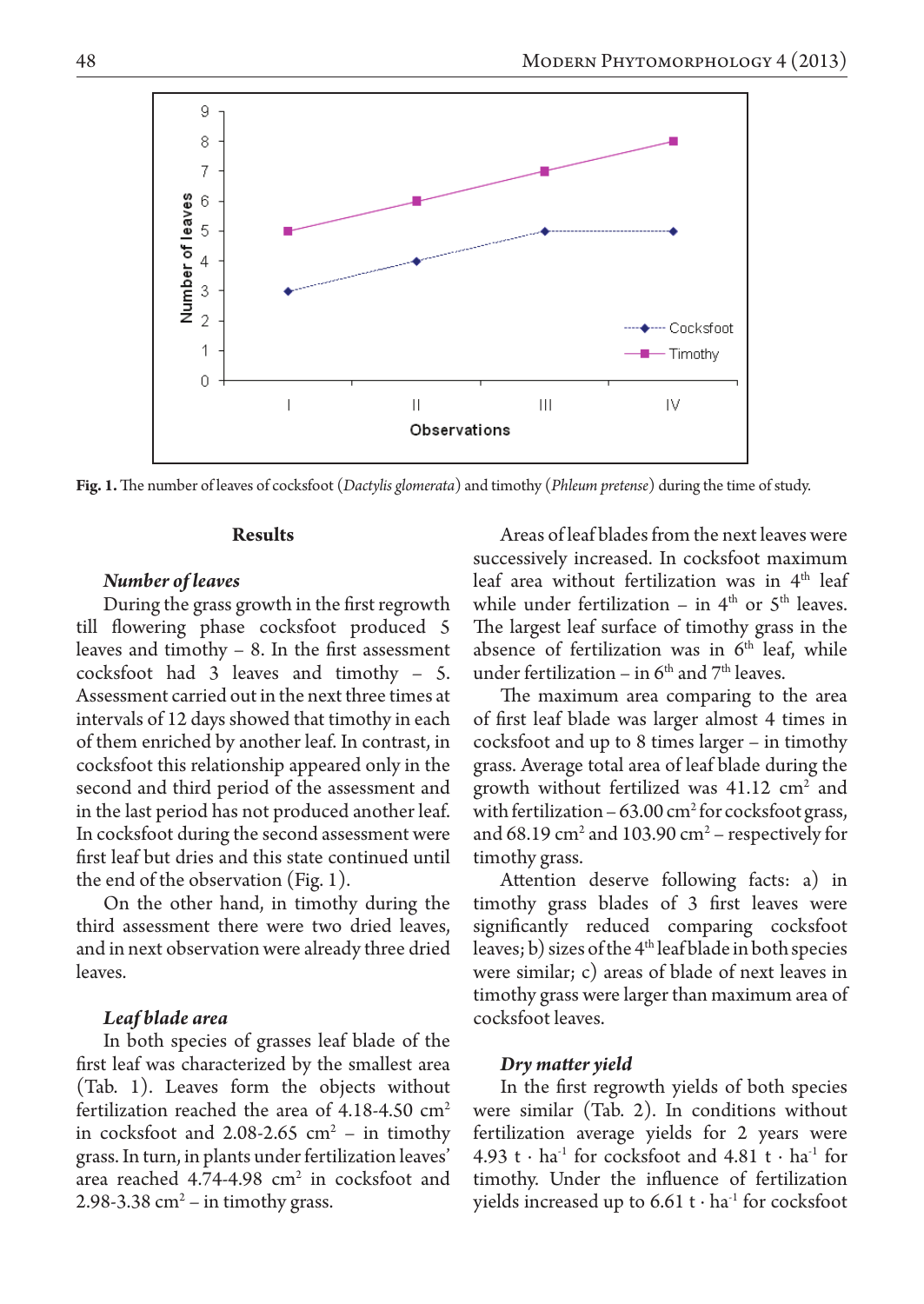Fig. 1. The number of leaves of cocksfoot (*Dactylis glomerata*) and timothy (*Phleum pretense*) during the time of study.

## Results

### *Number of leaves*

During the grass growth in the first regrowth till flowering phase cocksfoot produced 5 leaves and timothy – 8. In the first assessment cocksfoot had 3 leaves and timothy – 5. Assessment carried out in the next three times at intervals of 12 days showed that timothy in each of them enriched by another leaf. In contrast, in cocksfoot this relationship appeared only in the second and third period of the assessment and in the last period has not produced another leaf. In cocksfoot during the second assessment were first leaf but dries and this state continued until the end of the observation (Fig. 1).

On the other hand, in timothy during the third assessment there were two dried leaves, and in next observation were already three dried leaves.

### *Leaf blade area*

In both species of grasses leaf blade of the first leaf was characterized by the smallest area (Tab. 1). Leaves form the objects without fertilization reached the area of 4.18-4.50 cm$^2$ in cocksfoot and 2.08-2.65 cm$^2$ – in timothy grass. In turn, in plants under fertilization leaves' area reached 4.74-4.98 cm$^2$ in cocksfoot and 2.98-3.38 cm$^2$ – in timothy grass.

Areas of leaf blades from the next leaves were successively increased. In cocksfoot maximum leaf area without fertilization was in 4$^{th}$ leaf while under fertilization – in 4$^{th}$ or 5$^{th}$ leaves. The largest leaf surface of timothy grass in the absence of fertilization was in 6$^{th}$ leaf, while under fertilization – in 6$^{th}$ and 7$^{th}$ leaves.

The maximum area comparing to the area of first leaf blade was larger almost 4 times in cocksfoot and up to 8 times larger – in timothy grass. Average total area of leaf blade during the growth without fertilized was 41.12 cm$^2$ and with fertilization – 63.00 cm$^2$ for cocksfoot grass, and 68.19 cm$^2$ and 103.90 cm$^2$ – respectively for timothy grass.

Attention deserve following facts: a) in timothy grass blades of 3 first leaves were significantly reduced comparing cocksfoot leaves; b) sizes of the 4$^{th}$ leaf blade in both species were similar; c) areas of blade of next leaves in timothy grass were larger than maximum area of cocksfoot leaves.

### *Dry matter yield*

In the first regrowth yields of both species were similar (Tab. 2). In conditions without fertilization average yields for 2 years were 4.93 t · ha$^{-1}$ for cocksfoot and 4.81 t · ha$^{-1}$ for timothy. Under the influence of fertilization yields increased up to 6.61 t · ha$^{-1}$ for cocksfoot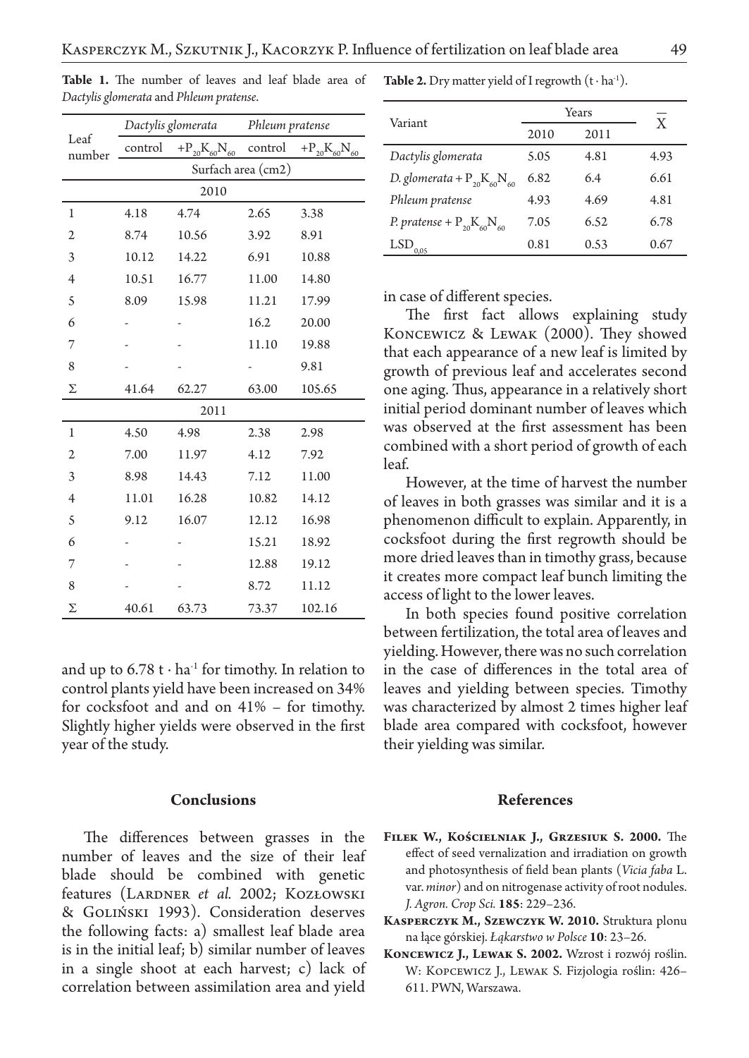**Table 1.** The number of leaves and leaf blade area of *Dactylis glomerata* and *Phleum pratense*.

| Leaf number | *Dactylis glomerata* | | *Phleum pratense* | |
|---|---|---|---|---|
| | control | $+P_{20}K_{60}N_{60}$ | control | $+P_{20}K_{60}N_{60}$ |
| | Surfach area (cm2) | | | |
| | 2010 | | | |
| 1 | 4.18 | 4.74 | 2.65 | 3.38 |
| 2 | 8.74 | 10.56 | 3.92 | 8.91 |
| 3 | 10.12 | 14.22 | 6.91 | 10.88 |
| 4 | 10.51 | 16.77 | 11.00 | 14.80 |
| 5 | 8.09 | 15.98 | 11.21 | 17.99 |
| 6 | - | - | 16.2 | 20.00 |
| 7 | - | - | 11.10 | 19.88 |
| 8 | - | - | - | 9.81 |
| Σ | 41.64 | 62.27 | 63.00 | 105.65 |
| | 2011 | | | |
| 1 | 4.50 | 4.98 | 2.38 | 2.98 |
| 2 | 7.00 | 11.97 | 4.12 | 7.92 |
| 3 | 8.98 | 14.43 | 7.12 | 11.00 |
| 4 | 11.01 | 16.28 | 10.82 | 14.12 |
| 5 | 9.12 | 16.07 | 12.12 | 16.98 |
| 6 | - | - | 15.21 | 18.92 |
| 7 | - | - | 12.88 | 19.12 |
| 8 | - | - | 8.72 | 11.12 |
| Σ | 40.61 | 63.73 | 73.37 | 102.16 |

and up to 6.78 $t \cdot ha^{-1}$ for timothy. In relation to control plants yield have been increased on 34% for cocksfoot and and on 41% – for timothy. Slightly higher yields were observed in the first year of the study.

## Conclusions

The differences between grasses in the number of leaves and the size of their leaf blade should be combined with genetic features (Lardner *et al.* 2002; Kozłowski & Goliński 1993). Consideration deserves the following facts: a) smallest leaf blade area is in the initial leaf; b) similar number of leaves in a single shoot at each harvest; c) lack of correlation between assimilation area and yield in case of different species.

**Table 2.** Dry matter yield of I regrowth ($t \cdot ha^{-1}$).

| Variant | Years | | $\overline{X}$ |
|---|---|---|---|
| | 2010 | 2011 | |
| *Dactylis glomerata* | 5.05 | 4.81 | 4.93 |
| *D. glomerata* + $P_{20}K_{60}N_{60}$ | 6.82 | 6.4 | 6.61 |
| *Phleum pratense* | 4.93 | 4.69 | 4.81 |
| *P. pratense* + $P_{20}K_{60}N_{60}$ | 7.05 | 6.52 | 6.78 |
| $LSD_{0,05}$ | 0.81 | 0.53 | 0.67 |

The first fact allows explaining study Koncewicz & Lewak (2000). They showed that each appearance of a new leaf is limited by growth of previous leaf and accelerates second one aging. Thus, appearance in a relatively short initial period dominant number of leaves which was observed at the first assessment has been combined with a short period of growth of each leaf.

However, at the time of harvest the number of leaves in both grasses was similar and it is a phenomenon difficult to explain. Apparently, in cocksfoot during the first regrowth should be more dried leaves than in timothy grass, because it creates more compact leaf bunch limiting the access of light to the lower leaves.

In both species found positive correlation between fertilization, the total area of leaves and yielding. However, there was no such correlation in the case of differences in the total area of leaves and yielding between species. Timothy was characterized by almost 2 times higher leaf blade area compared with cocksfoot, however their yielding was similar.

## References

**Filek W., Kościelniak J., Grzesiuk S. 2000.** The effect of seed vernalization and irradiation on growth and photosynthesis of field bean plants (*Vicia faba* L. var. *minor*) and on nitrogenase activity of root nodules. *J. Agron. Crop Sci.* **185**: 229–236.

**Kasperczyk M., Szewczyk W. 2010.** Struktura plonu na łące górskiej. *Łąkarstwo w Polsce* **10**: 23–26.

**Koncewicz J., Lewak S. 2002.** Wzrost i rozwój roślin. W: Kopcewicz J., Lewak S. Fizjologia roślin: 426–611. PWN, Warszawa.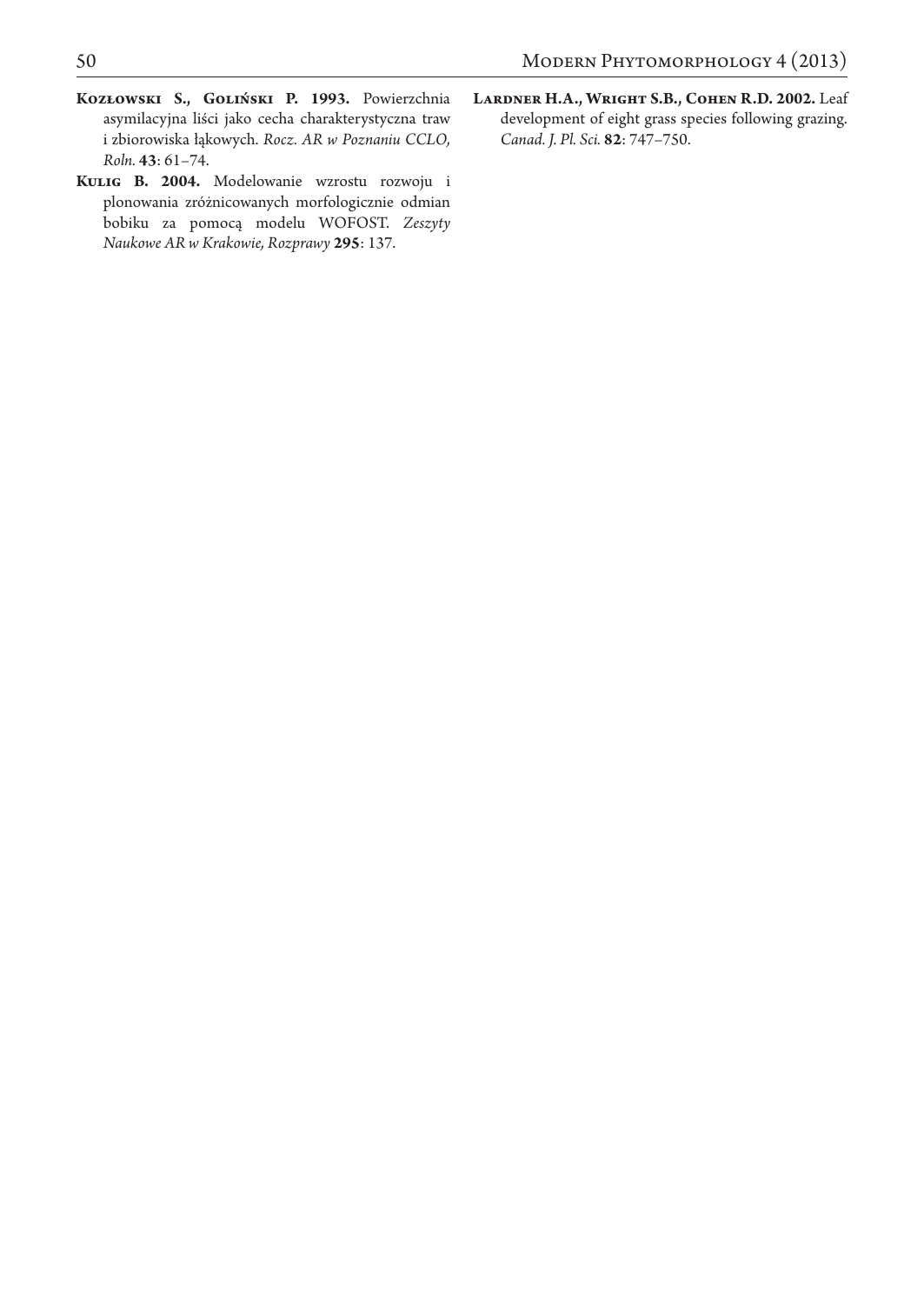**Kozłowski S., Goliński P. 1993.** Powierzchnia asymilacyjna liści jako cecha charakterystyczna traw i zbiorowiska łąkowych. *Rocz. AR w Poznaniu CCLO, Roln.* **43**: 61–74.

**Kulig B. 2004.** Modelowanie wzrostu rozwoju i plonowania zróżnicowanych morfologicznie odmian bobiku za pomocą modelu WOFOST. *Zeszyty Naukowe AR w Krakowie, Rozprawy* **295**: 137.

**Lardner H.A., Wright S.B., Cohen R.D. 2002.** Leaf development of eight grass species following grazing. *Canad. J. Pl. Sci.* **82**: 747–750.